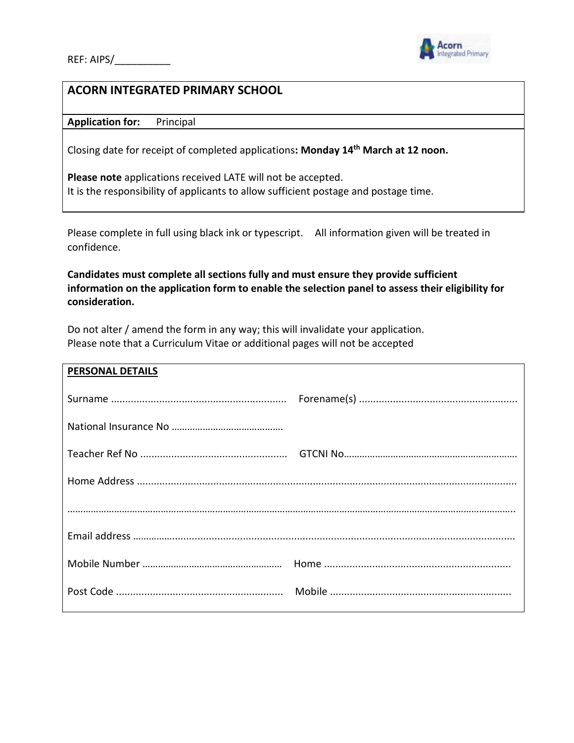REF: AIPS/__________

## ACORN INTEGRATED PRIMARY SCHOOL

**Application for:** Principal

Closing date for receipt of completed applications**: Monday 14th March at 12 noon.**

**Please note** applications received LATE will not be accepted.
It is the responsibility of applicants to allow sufficient postage and postage time.

Please complete in full using black ink or typescript. All information given will be treated in confidence.

**Candidates must complete all sections fully and must ensure they provide sufficient information on the application form to enable the selection panel to assess their eligibility for consideration.**

Do not alter / amend the form in any way; this will invalidate your application.
Please note that a Curriculum Vitae or additional pages will not be accepted

### PERSONAL DETAILS

Surname .............................................................. Forename(s) ........................................................

National Insurance No ……………………………………

Teacher Ref No .................................................... GTCNI No…………………………………………………………

Home Address ......................................................................................................................................

……………………………………………………………………………………………………………………………………………………

Email address ……………..............................................................................................................

Mobile Number ……………………………………………… Home .................................................................

Post Code ........................................................... Mobile ...............................................................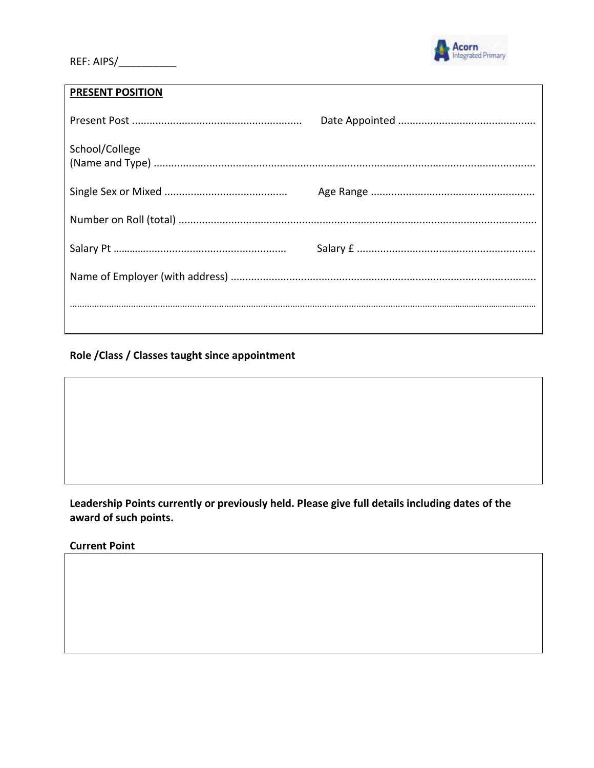REF: AIPS/__________

**PRESENT POSITION**

Present Post ......................................................... Date Appointed ..............................................

School/College
(Name and Type) ..................................................................................................................................

Single Sex or Mixed ......................................... Age Range .......................................................

Number on Roll (total) .........................................................................................................................

Salary Pt ........................................................... Salary £ ............................................................

Name of Employer (with address) .......................................................................................................

..............................................................................................................................................................

**Role /Class / Classes taught since appointment**

**Leadership Points currently or previously held. Please give full details including dates of the award of such points.**

**Current Point**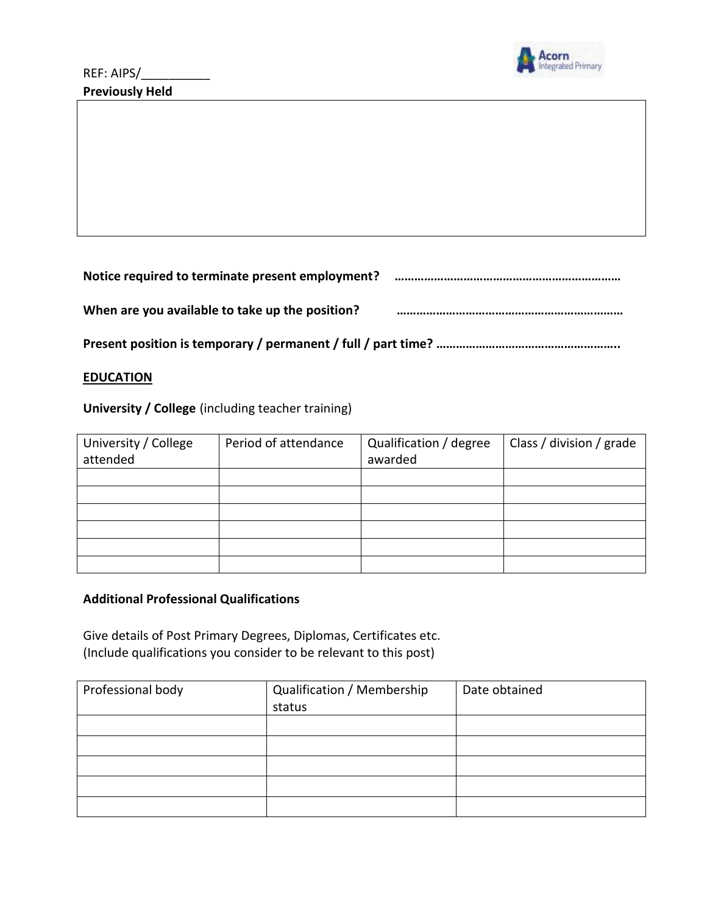REF: AIPS/__________

**Previously Held**

|  |
|---|
|  |

**Notice required to terminate present employment?** ……………………………………………………………

**When are you available to take up the position?** ……………………………………………………………

**Present position is temporary / permanent / full / part time?** ………………………………………………..

**EDUCATION**

**University / College** (including teacher training)

| University / College attended | Period of attendance | Qualification / degree awarded | Class / division / grade |
|---|---|---|---|
| | | | |
| | | | |
| | | | |
| | | | |
| | | | |
| | | | |

**Additional Professional Qualifications**

Give details of Post Primary Degrees, Diplomas, Certificates etc.
(Include qualifications you consider to be relevant to this post)

| Professional body | Qualification / Membership status | Date obtained |
|---|---|---|
| | | |
| | | |
| | | |
| | | |
| | | |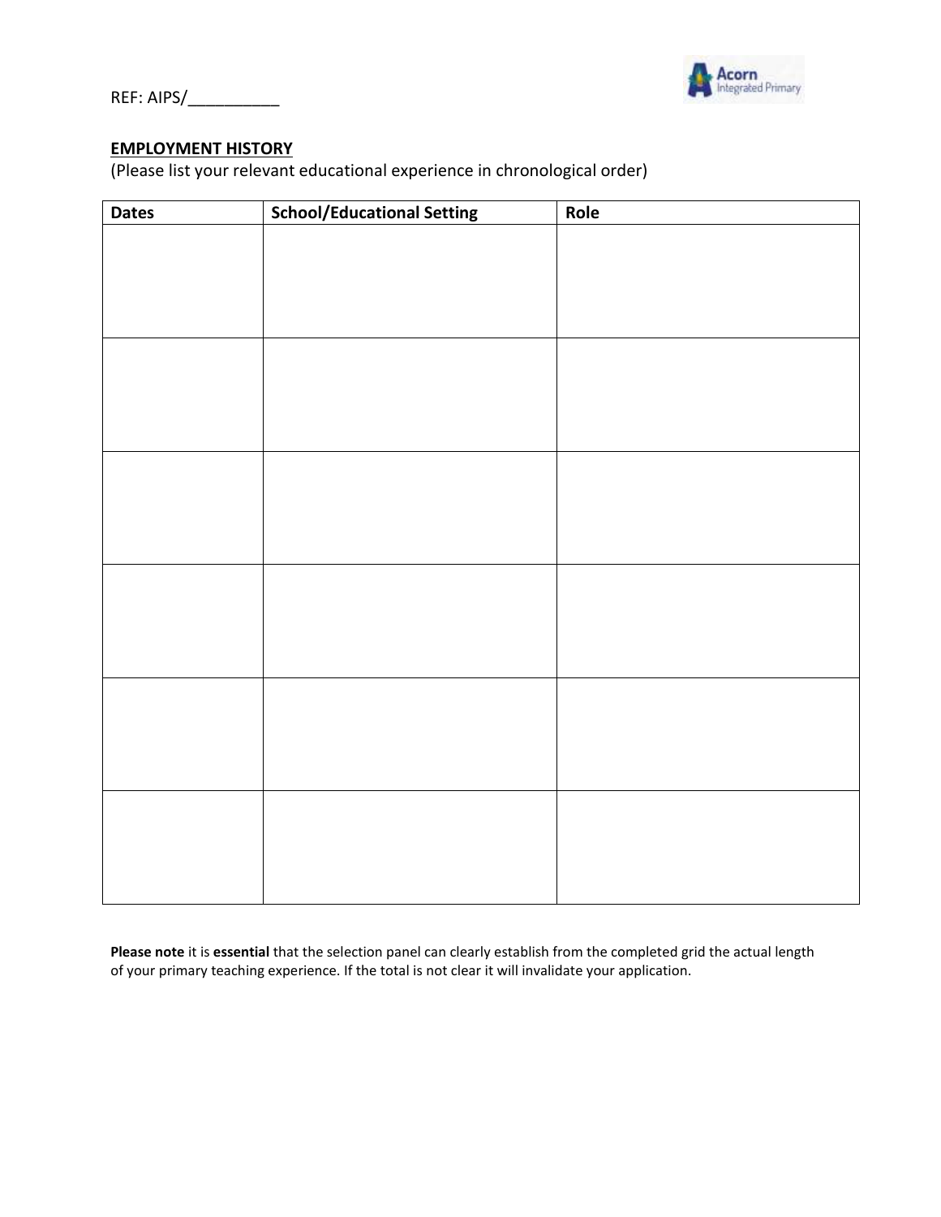REF: AIPS/__________

**EMPLOYMENT HISTORY**

(Please list your relevant educational experience in chronological order)

| Dates | School/Educational Setting | Role |
| --- | --- | --- |
| | | |
| | | |
| | | |
| | | |
| | | |
| | | |

**Please note** it is **essential** that the selection panel can clearly establish from the completed grid the actual length of your primary teaching experience. If the total is not clear it will invalidate your application.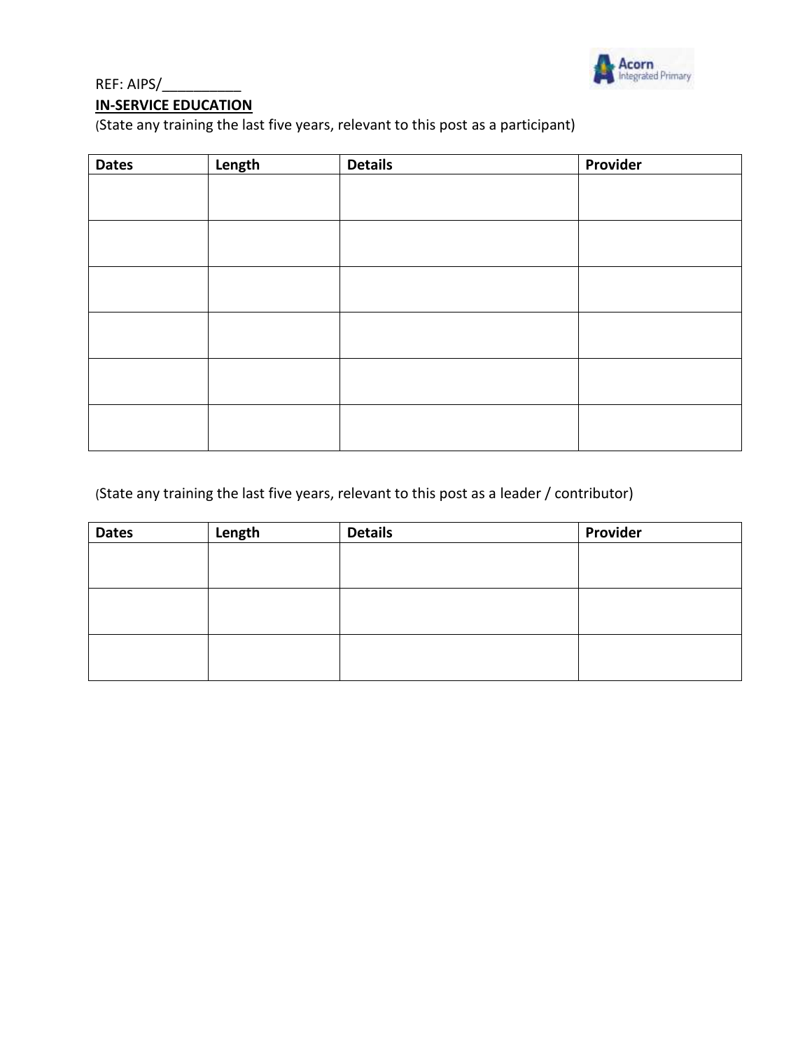REF: AIPS/__________

**IN-SERVICE EDUCATION**

(State any training the last five years, relevant to this post as a participant)

| Dates | Length | Details | Provider |
| --- | --- | --- | --- |
| | | | |
| | | | |
| | | | |
| | | | |
| | | | |
| | | | |

(State any training the last five years, relevant to this post as a leader / contributor)

| Dates | Length | Details | Provider |
| --- | --- | --- | --- |
| | | | |
| | | | |
| | | | |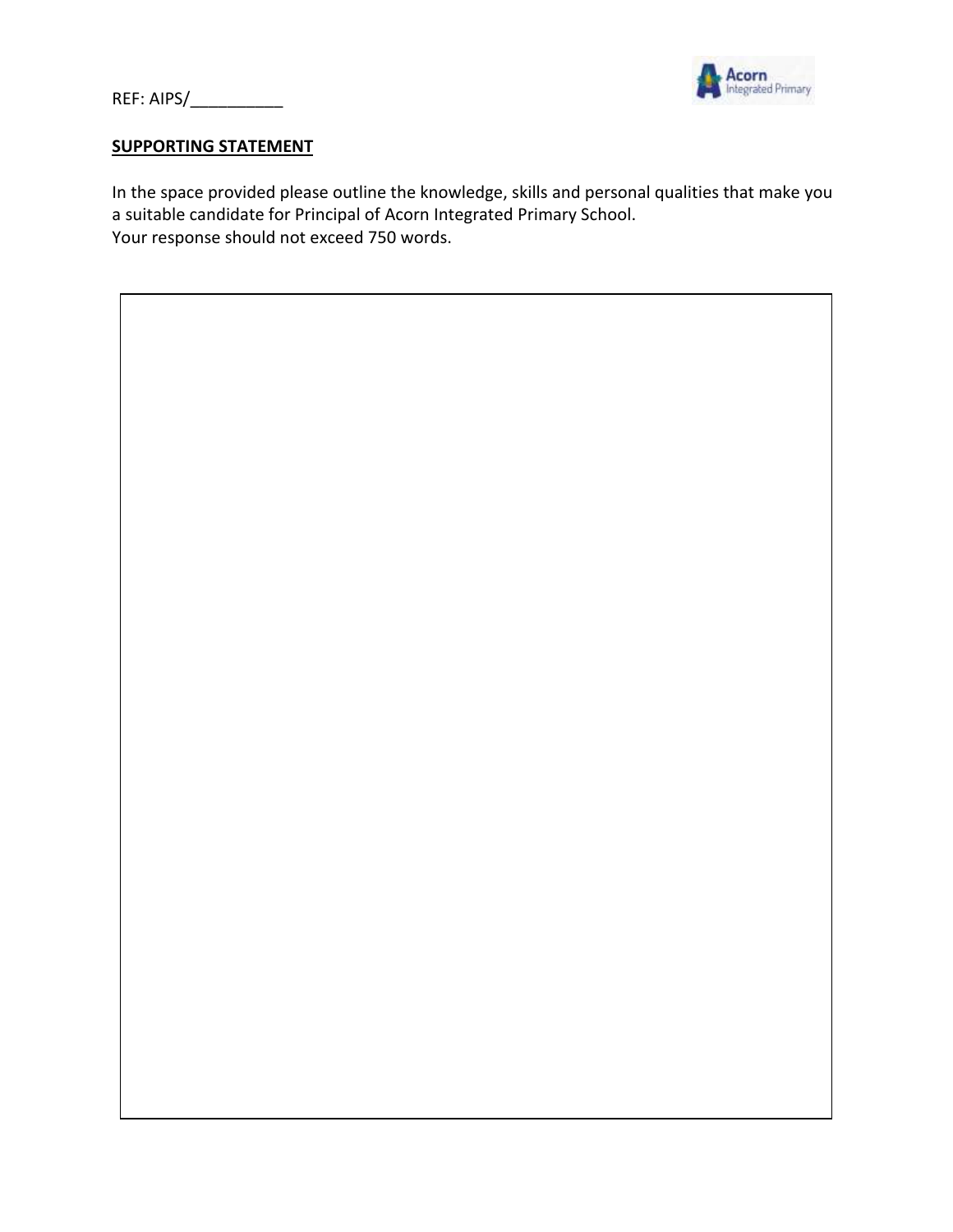REF: AIPS/__________

**SUPPORTING STATEMENT**

In the space provided please outline the knowledge, skills and personal qualities that make you a suitable candidate for Principal of Acorn Integrated Primary School.
Your response should not exceed 750 words.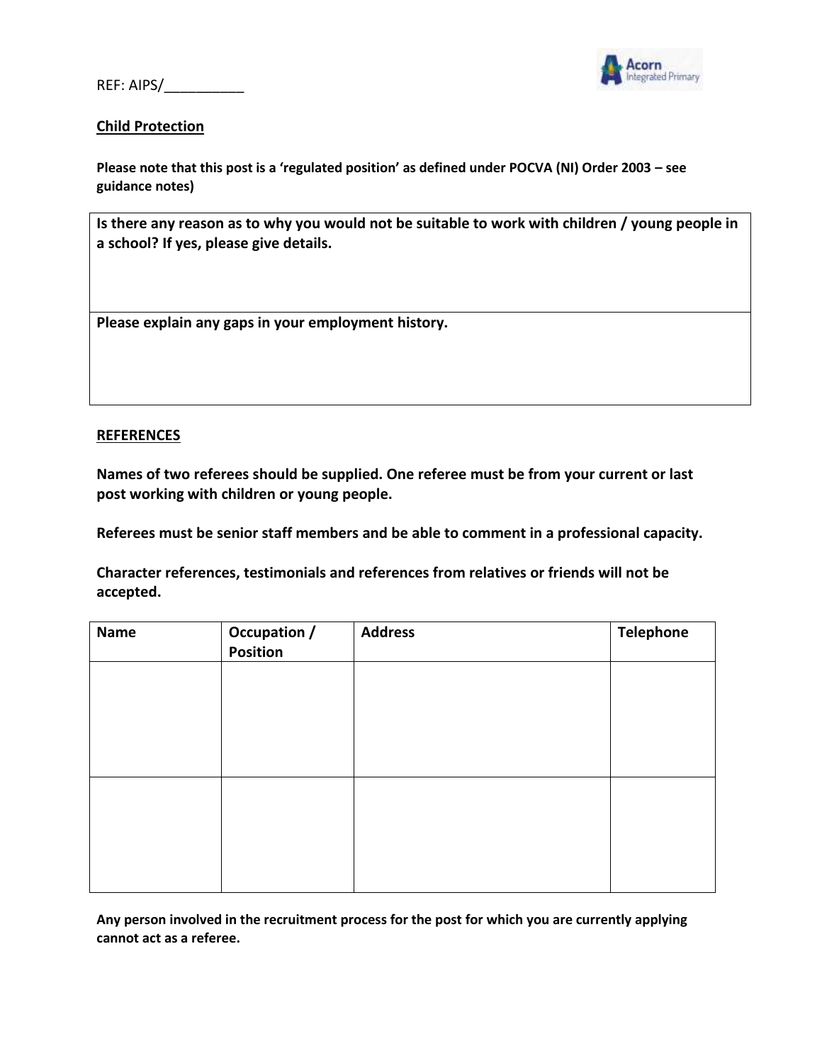REF: AIPS/__________

**Child Protection**

**Please note that this post is a 'regulated position' as defined under POCVA (NI) Order 2003 – see guidance notes)**

| **Is there any reason as to why you would not be suitable to work with children / young people in a school? If yes, please give details.** |
|---|
| **Please explain any gaps in your employment history.** |

**REFERENCES**

**Names of two referees should be supplied. One referee must be from your current or last post working with children or young people.**

**Referees must be senior staff members and be able to comment in a professional capacity.**

**Character references, testimonials and references from relatives or friends will not be accepted.**

| Name | Occupation / Position | Address | Telephone |
|---|---|---|---|
| | | | |
| | | | |

**Any person involved in the recruitment process for the post for which you are currently applying cannot act as a referee.**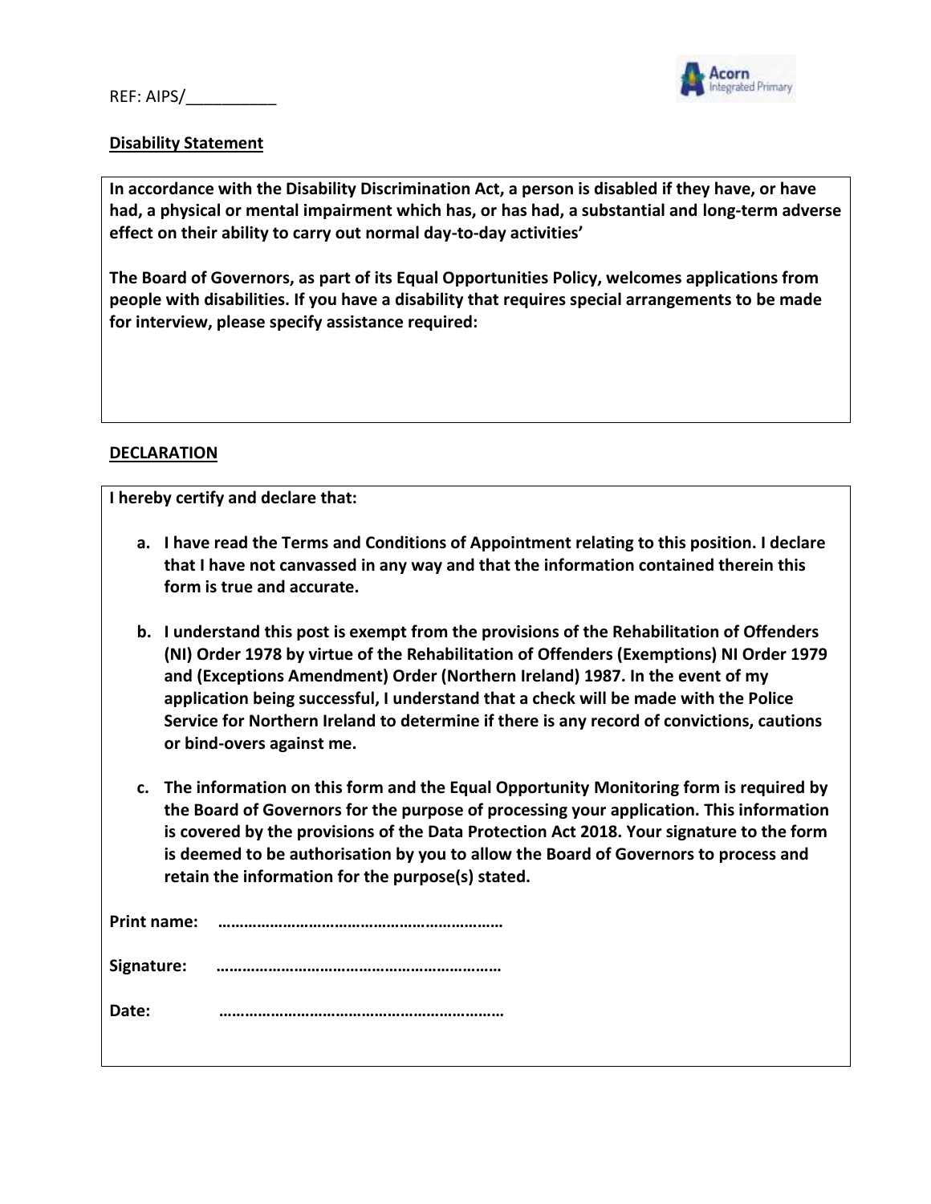REF: AIPS/__________

**Disability Statement**

**In accordance with the Disability Discrimination Act, a person is disabled if they have, or have had, a physical or mental impairment which has, or has had, a substantial and long-term adverse effect on their ability to carry out normal day-to-day activities'**

**The Board of Governors, as part of its Equal Opportunities Policy, welcomes applications from people with disabilities. If you have a disability that requires special arrangements to be made for interview, please specify assistance required:**

**DECLARATION**

**I hereby certify and declare that:**

a. **I have read the Terms and Conditions of Appointment relating to this position. I declare that I have not canvassed in any way and that the information contained therein this form is true and accurate.**

b. **I understand this post is exempt from the provisions of the Rehabilitation of Offenders (NI) Order 1978 by virtue of the Rehabilitation of Offenders (Exemptions) NI Order 1979 and (Exceptions Amendment) Order (Northern Ireland) 1987. In the event of my application being successful, I understand that a check will be made with the Police Service for Northern Ireland to determine if there is any record of convictions, cautions or bind-overs against me.**

c. **The information on this form and the Equal Opportunity Monitoring form is required by the Board of Governors for the purpose of processing your application. This information is covered by the provisions of the Data Protection Act 2018. Your signature to the form is deemed to be authorisation by you to allow the Board of Governors to process and retain the information for the purpose(s) stated.**

**Print name:** ………………………………………………………

**Signature:** ………………………………………………………

**Date:** ………………………………………………………